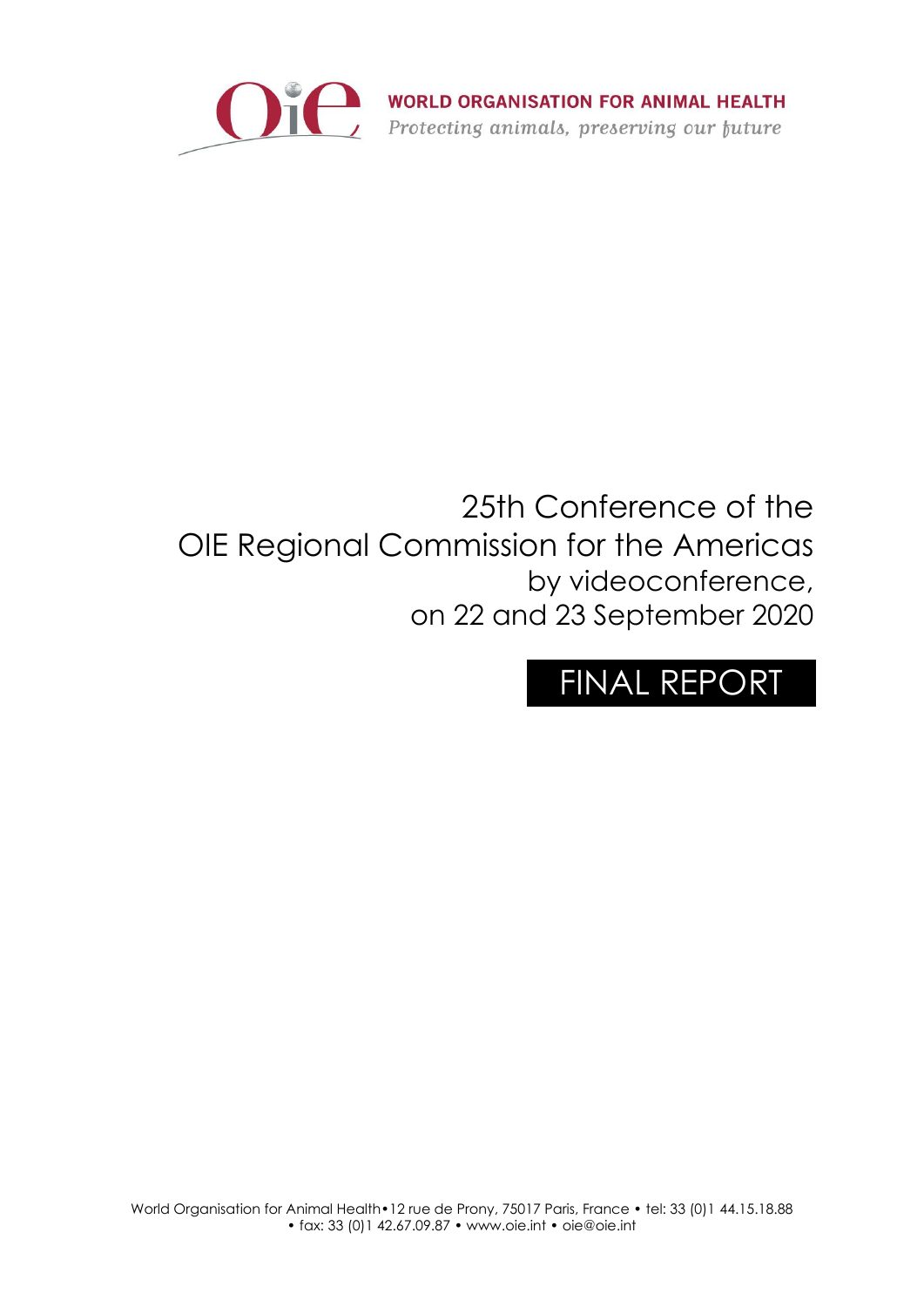**WORLD ORGANISATION FOR ANIMAL HEALTH**
*Protecting animals, preserving our future*

# 25th Conference of the OIE Regional Commission for the Americas

by videoconference,
on 22 and 23 September 2020

## FINAL REPORT

World Organisation for Animal Health • 12 rue de Prony, 75017 Paris, France • tel: 33 (0)1 44.15.18.88 • fax: 33 (0)1 42.67.09.87 • www.oie.int • oie@oie.int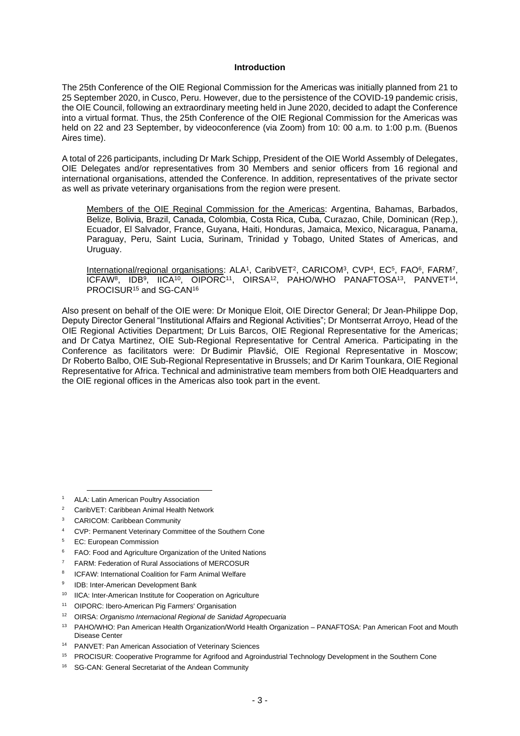### Introduction

The 25th Conference of the OIE Regional Commission for the Americas was initially planned from 21 to 25 September 2020, in Cusco, Peru. However, due to the persistence of the COVID-19 pandemic crisis, the OIE Council, following an extraordinary meeting held in June 2020, decided to adapt the Conference into a virtual format. Thus, the 25th Conference of the OIE Regional Commission for the Americas was held on 22 and 23 September, by videoconference (via Zoom) from 10: 00 a.m. to 1:00 p.m. (Buenos Aires time).

A total of 226 participants, including Dr Mark Schipp, President of the OIE World Assembly of Delegates, OIE Delegates and/or representatives from 30 Members and senior officers from 16 regional and international organisations, attended the Conference. In addition, representatives of the private sector as well as private veterinary organisations from the region were present.

> Members of the OIE Reginal Commission for the Americas: Argentina, Bahamas, Barbados, Belize, Bolivia, Brazil, Canada, Colombia, Costa Rica, Cuba, Curazao, Chile, Dominican (Rep.), Ecuador, El Salvador, France, Guyana, Haiti, Honduras, Jamaica, Mexico, Nicaragua, Panama, Paraguay, Peru, Saint Lucia, Surinam, Trinidad y Tobago, United States of Americas, and Uruguay.
>
> International/regional organisations: ALA[1], CaribVET[2], CARICOM[3], CVP[4], EC[5], FAO[6], FARM[7], ICFAW[8], IDB[9], IICA[10], OIPORC[11], OIRSA[12], PAHO/WHO PANAFTOSA[13], PANVET[14], PROCISUR[15] and SG-CAN[16]

Also present on behalf of the OIE were: Dr Monique Eloit, OIE Director General; Dr Jean-Philippe Dop, Deputy Director General "Institutional Affairs and Regional Activities"; Dr Montserrat Arroyo, Head of the OIE Regional Activities Department; Dr Luis Barcos, OIE Regional Representative for the Americas; and Dr Catya Martinez, OIE Sub-Regional Representative for Central America. Participating in the Conference as facilitators were: Dr Budimir Plavšić, OIE Regional Representative in Moscow; Dr Roberto Balbo, OIE Sub-Regional Representative in Brussels; and Dr Karim Tounkara, OIE Regional Representative for Africa. Technical and administrative team members from both OIE Headquarters and the OIE regional offices in the Americas also took part in the event.

---

[1] ALA: Latin American Poultry Association

[2] CaribVET: Caribbean Animal Health Network

[3] CARICOM: Caribbean Community

[4] CVP: Permanent Veterinary Committee of the Southern Cone

[5] EC: European Commission

[6] FAO: Food and Agriculture Organization of the United Nations

[7] FARM: Federation of Rural Associations of MERCOSUR

[8] ICFAW: International Coalition for Farm Animal Welfare

[9] IDB: Inter-American Development Bank

[10] IICA: Inter-American Institute for Cooperation on Agriculture

[11] OIPORC: Ibero-American Pig Farmers' Organisation

[12] OIRSA: *Organismo Internacional Regional de Sanidad Agropecuaria*

[13] PAHO/WHO: Pan American Health Organization/World Health Organization – PANAFTOSA: Pan American Foot and Mouth Disease Center

[14] PANVET: Pan American Association of Veterinary Sciences

[15] PROCISUR: Cooperative Programme for Agrifood and Agroindustrial Technology Development in the Southern Cone

[16] SG-CAN: General Secretariat of the Andean Community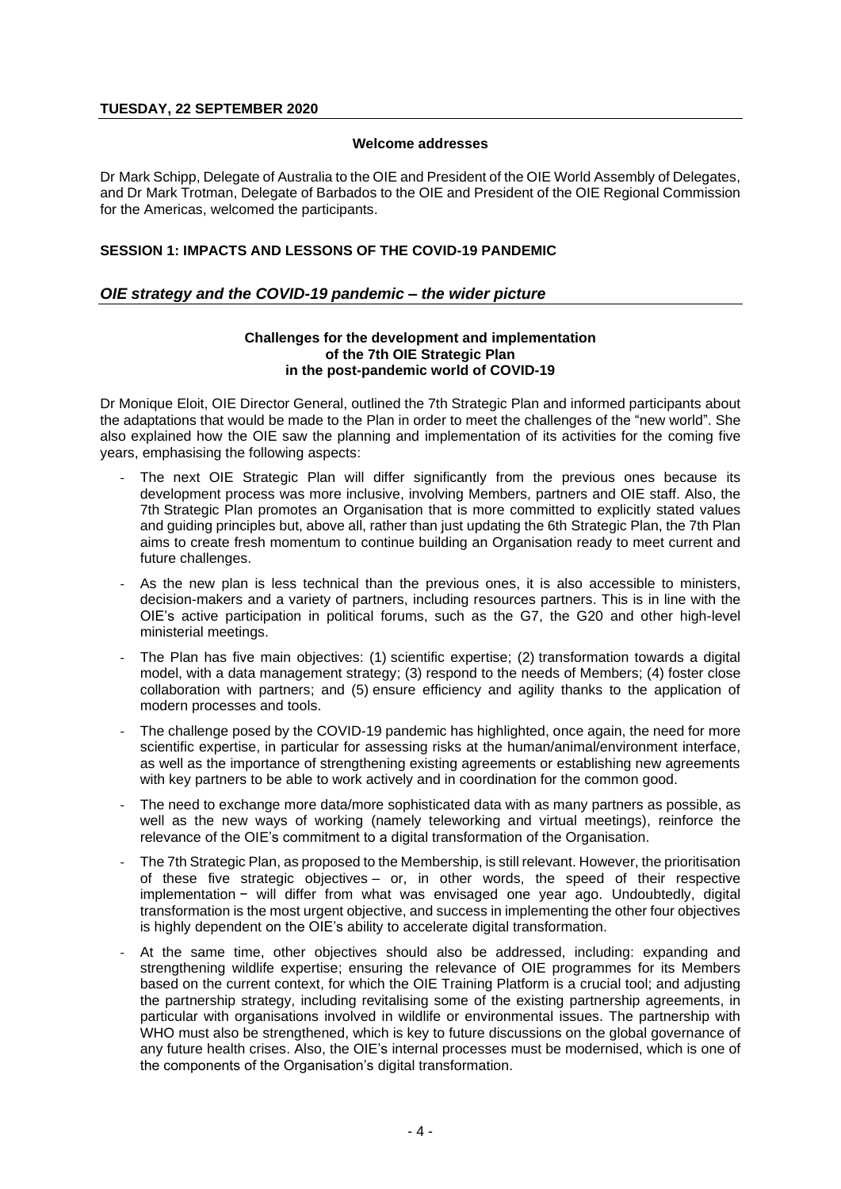**TUESDAY, 22 SEPTEMBER 2020**

**Welcome addresses**

Dr Mark Schipp, Delegate of Australia to the OIE and President of the OIE World Assembly of Delegates, and Dr Mark Trotman, Delegate of Barbados to the OIE and President of the OIE Regional Commission for the Americas, welcomed the participants.

## SESSION 1: IMPACTS AND LESSONS OF THE COVID-19 PANDEMIC

### *OIE strategy and the COVID-19 pandemic – the wider picture*

**Challenges for the development and implementation of the 7th OIE Strategic Plan in the post-pandemic world of COVID-19**

Dr Monique Eloit, OIE Director General, outlined the 7th Strategic Plan and informed participants about the adaptations that would be made to the Plan in order to meet the challenges of the "new world". She also explained how the OIE saw the planning and implementation of its activities for the coming five years, emphasising the following aspects:

- The next OIE Strategic Plan will differ significantly from the previous ones because its development process was more inclusive, involving Members, partners and OIE staff. Also, the 7th Strategic Plan promotes an Organisation that is more committed to explicitly stated values and guiding principles but, above all, rather than just updating the 6th Strategic Plan, the 7th Plan aims to create fresh momentum to continue building an Organisation ready to meet current and future challenges.
- As the new plan is less technical than the previous ones, it is also accessible to ministers, decision-makers and a variety of partners, including resources partners. This is in line with the OIE's active participation in political forums, such as the G7, the G20 and other high-level ministerial meetings.
- The Plan has five main objectives: (1) scientific expertise; (2) transformation towards a digital model, with a data management strategy; (3) respond to the needs of Members; (4) foster close collaboration with partners; and (5) ensure efficiency and agility thanks to the application of modern processes and tools.
- The challenge posed by the COVID-19 pandemic has highlighted, once again, the need for more scientific expertise, in particular for assessing risks at the human/animal/environment interface, as well as the importance of strengthening existing agreements or establishing new agreements with key partners to be able to work actively and in coordination for the common good.
- The need to exchange more data/more sophisticated data with as many partners as possible, as well as the new ways of working (namely teleworking and virtual meetings), reinforce the relevance of the OIE's commitment to a digital transformation of the Organisation.
- The 7th Strategic Plan, as proposed to the Membership, is still relevant. However, the prioritisation of these five strategic objectives – or, in other words, the speed of their respective implementation − will differ from what was envisaged one year ago. Undoubtedly, digital transformation is the most urgent objective, and success in implementing the other four objectives is highly dependent on the OIE's ability to accelerate digital transformation.
- At the same time, other objectives should also be addressed, including: expanding and strengthening wildlife expertise; ensuring the relevance of OIE programmes for its Members based on the current context, for which the OIE Training Platform is a crucial tool; and adjusting the partnership strategy, including revitalising some of the existing partnership agreements, in particular with organisations involved in wildlife or environmental issues. The partnership with WHO must also be strengthened, which is key to future discussions on the global governance of any future health crises. Also, the OIE's internal processes must be modernised, which is one of the components of the Organisation's digital transformation.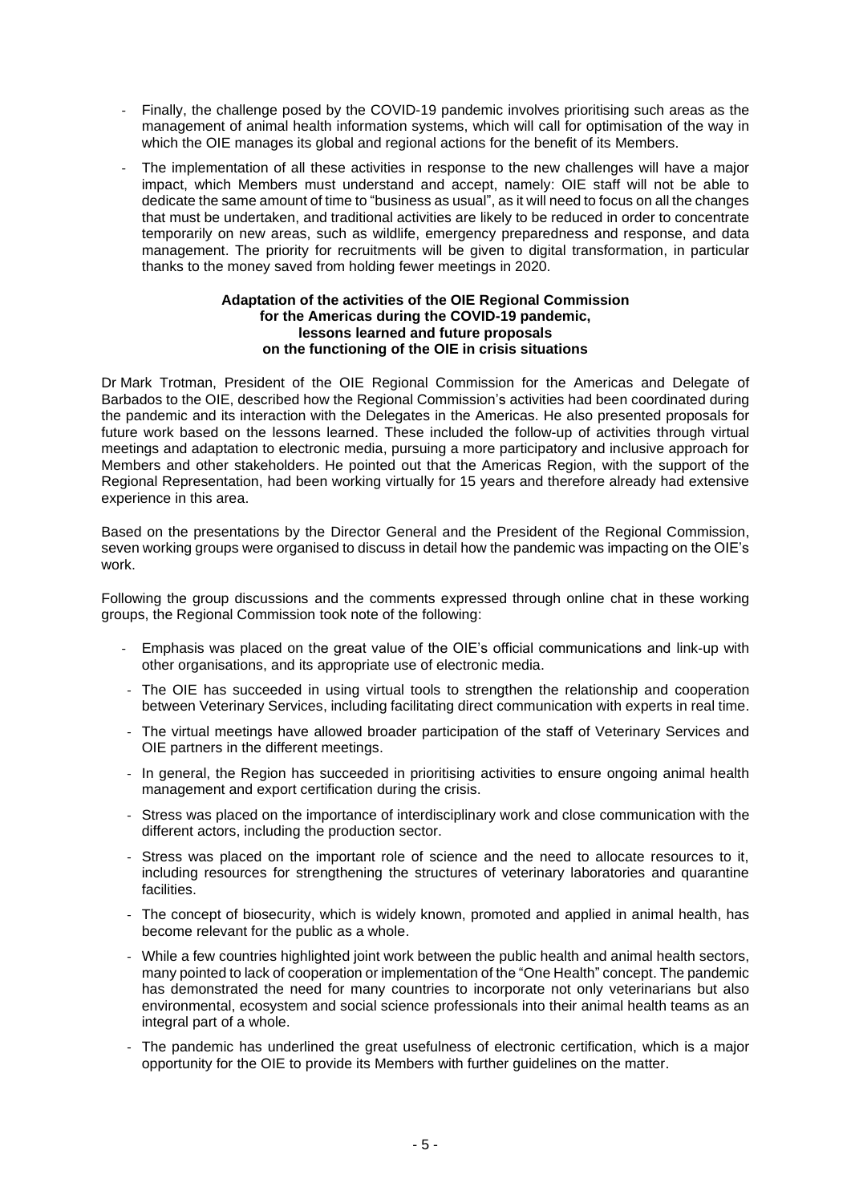- Finally, the challenge posed by the COVID-19 pandemic involves prioritising such areas as the management of animal health information systems, which will call for optimisation of the way in which the OIE manages its global and regional actions for the benefit of its Members.
- The implementation of all these activities in response to the new challenges will have a major impact, which Members must understand and accept, namely: OIE staff will not be able to dedicate the same amount of time to "business as usual", as it will need to focus on all the changes that must be undertaken, and traditional activities are likely to be reduced in order to concentrate temporarily on new areas, such as wildlife, emergency preparedness and response, and data management. The priority for recruitments will be given to digital transformation, in particular thanks to the money saved from holding fewer meetings in 2020.

**Adaptation of the activities of the OIE Regional Commission for the Americas during the COVID-19 pandemic, lessons learned and future proposals on the functioning of the OIE in crisis situations**

Dr Mark Trotman, President of the OIE Regional Commission for the Americas and Delegate of Barbados to the OIE, described how the Regional Commission's activities had been coordinated during the pandemic and its interaction with the Delegates in the Americas. He also presented proposals for future work based on the lessons learned. These included the follow-up of activities through virtual meetings and adaptation to electronic media, pursuing a more participatory and inclusive approach for Members and other stakeholders. He pointed out that the Americas Region, with the support of the Regional Representation, had been working virtually for 15 years and therefore already had extensive experience in this area.

Based on the presentations by the Director General and the President of the Regional Commission, seven working groups were organised to discuss in detail how the pandemic was impacting on the OIE's work.

Following the group discussions and the comments expressed through online chat in these working groups, the Regional Commission took note of the following:

- Emphasis was placed on the great value of the OIE's official communications and link-up with other organisations, and its appropriate use of electronic media.
- The OIE has succeeded in using virtual tools to strengthen the relationship and cooperation between Veterinary Services, including facilitating direct communication with experts in real time.
- The virtual meetings have allowed broader participation of the staff of Veterinary Services and OIE partners in the different meetings.
- In general, the Region has succeeded in prioritising activities to ensure ongoing animal health management and export certification during the crisis.
- Stress was placed on the importance of interdisciplinary work and close communication with the different actors, including the production sector.
- Stress was placed on the important role of science and the need to allocate resources to it, including resources for strengthening the structures of veterinary laboratories and quarantine facilities.
- The concept of biosecurity, which is widely known, promoted and applied in animal health, has become relevant for the public as a whole.
- While a few countries highlighted joint work between the public health and animal health sectors, many pointed to lack of cooperation or implementation of the "One Health" concept. The pandemic has demonstrated the need for many countries to incorporate not only veterinarians but also environmental, ecosystem and social science professionals into their animal health teams as an integral part of a whole.
- The pandemic has underlined the great usefulness of electronic certification, which is a major opportunity for the OIE to provide its Members with further guidelines on the matter.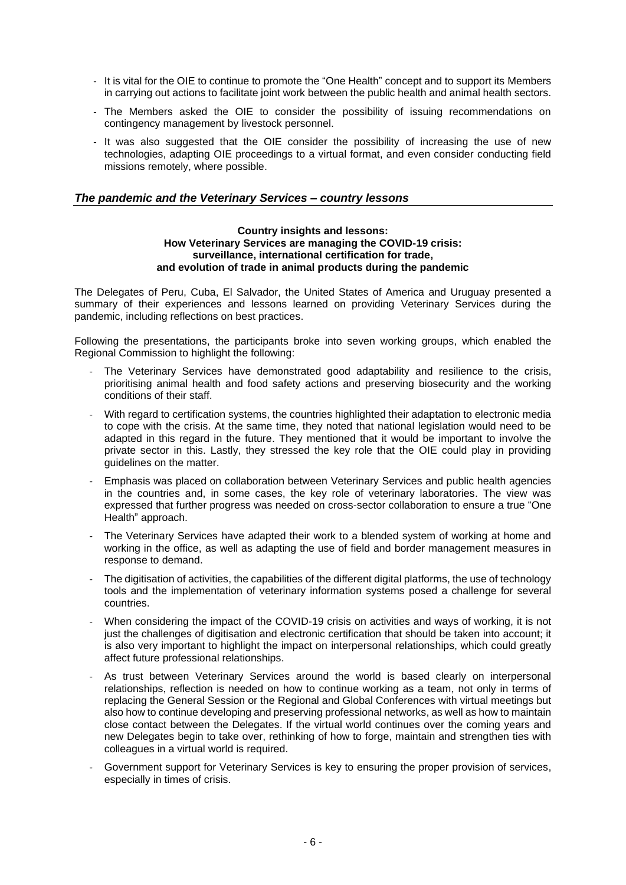- It is vital for the OIE to continue to promote the "One Health" concept and to support its Members in carrying out actions to facilitate joint work between the public health and animal health sectors.
- The Members asked the OIE to consider the possibility of issuing recommendations on contingency management by livestock personnel.
- It was also suggested that the OIE consider the possibility of increasing the use of new technologies, adapting OIE proceedings to a virtual format, and even consider conducting field missions remotely, where possible.

## *The pandemic and the Veterinary Services – country lessons*

**Country insights and lessons:**
**How Veterinary Services are managing the COVID-19 crisis:**
**surveillance, international certification for trade,**
**and evolution of trade in animal products during the pandemic**

The Delegates of Peru, Cuba, El Salvador, the United States of America and Uruguay presented a summary of their experiences and lessons learned on providing Veterinary Services during the pandemic, including reflections on best practices.

Following the presentations, the participants broke into seven working groups, which enabled the Regional Commission to highlight the following:

- The Veterinary Services have demonstrated good adaptability and resilience to the crisis, prioritising animal health and food safety actions and preserving biosecurity and the working conditions of their staff.
- With regard to certification systems, the countries highlighted their adaptation to electronic media to cope with the crisis. At the same time, they noted that national legislation would need to be adapted in this regard in the future. They mentioned that it would be important to involve the private sector in this. Lastly, they stressed the key role that the OIE could play in providing guidelines on the matter.
- Emphasis was placed on collaboration between Veterinary Services and public health agencies in the countries and, in some cases, the key role of veterinary laboratories. The view was expressed that further progress was needed on cross-sector collaboration to ensure a true "One Health" approach.
- The Veterinary Services have adapted their work to a blended system of working at home and working in the office, as well as adapting the use of field and border management measures in response to demand.
- The digitisation of activities, the capabilities of the different digital platforms, the use of technology tools and the implementation of veterinary information systems posed a challenge for several countries.
- When considering the impact of the COVID-19 crisis on activities and ways of working, it is not just the challenges of digitisation and electronic certification that should be taken into account; it is also very important to highlight the impact on interpersonal relationships, which could greatly affect future professional relationships.
- As trust between Veterinary Services around the world is based clearly on interpersonal relationships, reflection is needed on how to continue working as a team, not only in terms of replacing the General Session or the Regional and Global Conferences with virtual meetings but also how to continue developing and preserving professional networks, as well as how to maintain close contact between the Delegates. If the virtual world continues over the coming years and new Delegates begin to take over, rethinking of how to forge, maintain and strengthen ties with colleagues in a virtual world is required.
- Government support for Veterinary Services is key to ensuring the proper provision of services, especially in times of crisis.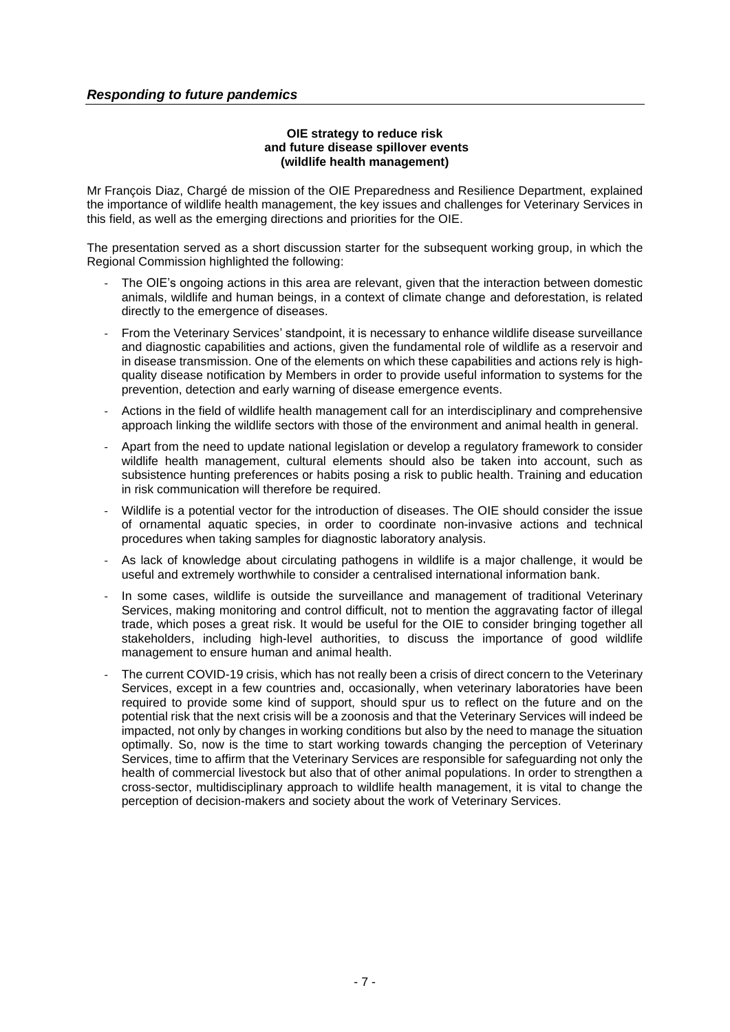## *Responding to future pandemics*

### OIE strategy to reduce risk and future disease spillover events (wildlife health management)

Mr François Diaz, Chargé de mission of the OIE Preparedness and Resilience Department, explained the importance of wildlife health management, the key issues and challenges for Veterinary Services in this field, as well as the emerging directions and priorities for the OIE.

The presentation served as a short discussion starter for the subsequent working group, in which the Regional Commission highlighted the following:

- The OIE's ongoing actions in this area are relevant, given that the interaction between domestic animals, wildlife and human beings, in a context of climate change and deforestation, is related directly to the emergence of diseases.
- From the Veterinary Services' standpoint, it is necessary to enhance wildlife disease surveillance and diagnostic capabilities and actions, given the fundamental role of wildlife as a reservoir and in disease transmission. One of the elements on which these capabilities and actions rely is high-quality disease notification by Members in order to provide useful information to systems for the prevention, detection and early warning of disease emergence events.
- Actions in the field of wildlife health management call for an interdisciplinary and comprehensive approach linking the wildlife sectors with those of the environment and animal health in general.
- Apart from the need to update national legislation or develop a regulatory framework to consider wildlife health management, cultural elements should also be taken into account, such as subsistence hunting preferences or habits posing a risk to public health. Training and education in risk communication will therefore be required.
- Wildlife is a potential vector for the introduction of diseases. The OIE should consider the issue of ornamental aquatic species, in order to coordinate non-invasive actions and technical procedures when taking samples for diagnostic laboratory analysis.
- As lack of knowledge about circulating pathogens in wildlife is a major challenge, it would be useful and extremely worthwhile to consider a centralised international information bank.
- In some cases, wildlife is outside the surveillance and management of traditional Veterinary Services, making monitoring and control difficult, not to mention the aggravating factor of illegal trade, which poses a great risk. It would be useful for the OIE to consider bringing together all stakeholders, including high-level authorities, to discuss the importance of good wildlife management to ensure human and animal health.
- The current COVID-19 crisis, which has not really been a crisis of direct concern to the Veterinary Services, except in a few countries and, occasionally, when veterinary laboratories have been required to provide some kind of support, should spur us to reflect on the future and on the potential risk that the next crisis will be a zoonosis and that the Veterinary Services will indeed be impacted, not only by changes in working conditions but also by the need to manage the situation optimally. So, now is the time to start working towards changing the perception of Veterinary Services, time to affirm that the Veterinary Services are responsible for safeguarding not only the health of commercial livestock but also that of other animal populations. In order to strengthen a cross-sector, multidisciplinary approach to wildlife health management, it is vital to change the perception of decision-makers and society about the work of Veterinary Services.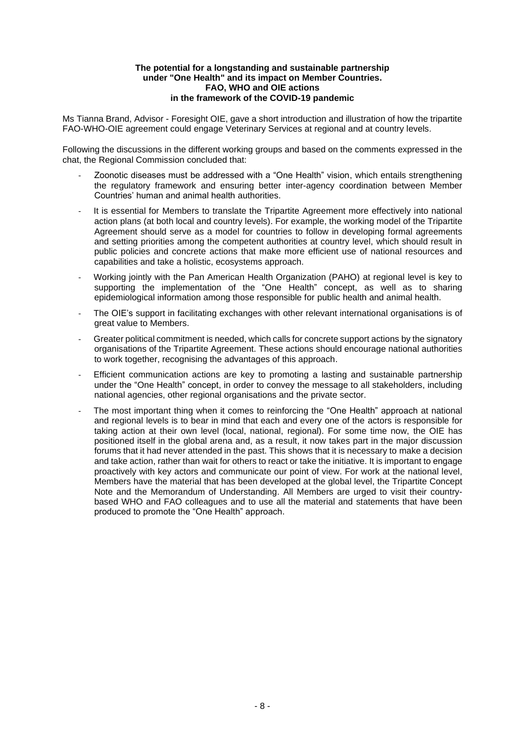**The potential for a longstanding and sustainable partnership under "One Health" and its impact on Member Countries. FAO, WHO and OIE actions in the framework of the COVID-19 pandemic**

Ms Tianna Brand, Advisor - Foresight OIE, gave a short introduction and illustration of how the tripartite FAO-WHO-OIE agreement could engage Veterinary Services at regional and at country levels.

Following the discussions in the different working groups and based on the comments expressed in the chat, the Regional Commission concluded that:

- Zoonotic diseases must be addressed with a "One Health" vision, which entails strengthening the regulatory framework and ensuring better inter-agency coordination between Member Countries' human and animal health authorities.
- It is essential for Members to translate the Tripartite Agreement more effectively into national action plans (at both local and country levels). For example, the working model of the Tripartite Agreement should serve as a model for countries to follow in developing formal agreements and setting priorities among the competent authorities at country level, which should result in public policies and concrete actions that make more efficient use of national resources and capabilities and take a holistic, ecosystems approach.
- Working jointly with the Pan American Health Organization (PAHO) at regional level is key to supporting the implementation of the "One Health" concept, as well as to sharing epidemiological information among those responsible for public health and animal health.
- The OIE's support in facilitating exchanges with other relevant international organisations is of great value to Members.
- Greater political commitment is needed, which calls for concrete support actions by the signatory organisations of the Tripartite Agreement. These actions should encourage national authorities to work together, recognising the advantages of this approach.
- Efficient communication actions are key to promoting a lasting and sustainable partnership under the "One Health" concept, in order to convey the message to all stakeholders, including national agencies, other regional organisations and the private sector.
- The most important thing when it comes to reinforcing the "One Health" approach at national and regional levels is to bear in mind that each and every one of the actors is responsible for taking action at their own level (local, national, regional). For some time now, the OIE has positioned itself in the global arena and, as a result, it now takes part in the major discussion forums that it had never attended in the past. This shows that it is necessary to make a decision and take action, rather than wait for others to react or take the initiative. It is important to engage proactively with key actors and communicate our point of view. For work at the national level, Members have the material that has been developed at the global level, the Tripartite Concept Note and the Memorandum of Understanding. All Members are urged to visit their country-based WHO and FAO colleagues and to use all the material and statements that have been produced to promote the "One Health" approach.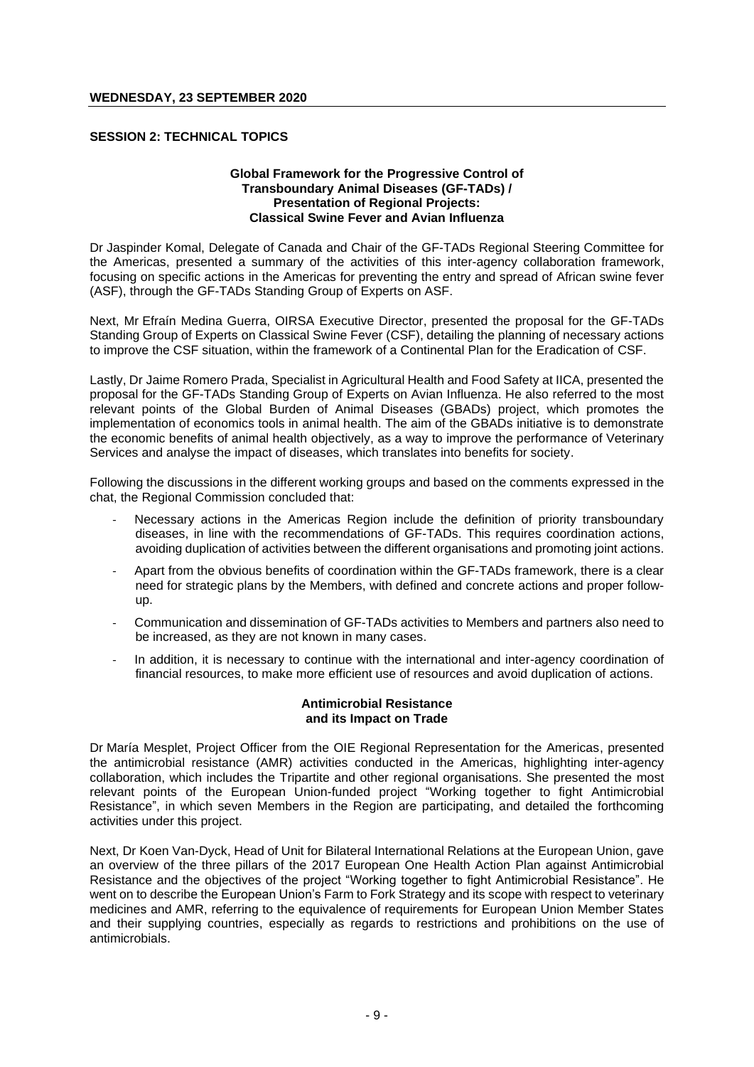**WEDNESDAY, 23 SEPTEMBER 2020**

## SESSION 2: TECHNICAL TOPICS

### Global Framework for the Progressive Control of Transboundary Animal Diseases (GF-TADs) / Presentation of Regional Projects: Classical Swine Fever and Avian Influenza

Dr Jaspinder Komal, Delegate of Canada and Chair of the GF-TADs Regional Steering Committee for the Americas, presented a summary of the activities of this inter-agency collaboration framework, focusing on specific actions in the Americas for preventing the entry and spread of African swine fever (ASF), through the GF-TADs Standing Group of Experts on ASF.

Next, Mr Efraín Medina Guerra, OIRSA Executive Director, presented the proposal for the GF-TADs Standing Group of Experts on Classical Swine Fever (CSF), detailing the planning of necessary actions to improve the CSF situation, within the framework of a Continental Plan for the Eradication of CSF.

Lastly, Dr Jaime Romero Prada, Specialist in Agricultural Health and Food Safety at IICA, presented the proposal for the GF-TADs Standing Group of Experts on Avian Influenza. He also referred to the most relevant points of the Global Burden of Animal Diseases (GBADs) project, which promotes the implementation of economics tools in animal health. The aim of the GBADs initiative is to demonstrate the economic benefits of animal health objectively, as a way to improve the performance of Veterinary Services and analyse the impact of diseases, which translates into benefits for society.

Following the discussions in the different working groups and based on the comments expressed in the chat, the Regional Commission concluded that:

- Necessary actions in the Americas Region include the definition of priority transboundary diseases, in line with the recommendations of GF-TADs. This requires coordination actions, avoiding duplication of activities between the different organisations and promoting joint actions.
- Apart from the obvious benefits of coordination within the GF-TADs framework, there is a clear need for strategic plans by the Members, with defined and concrete actions and proper follow-up.
- Communication and dissemination of GF-TADs activities to Members and partners also need to be increased, as they are not known in many cases.
- In addition, it is necessary to continue with the international and inter-agency coordination of financial resources, to make more efficient use of resources and avoid duplication of actions.

### Antimicrobial Resistance and its Impact on Trade

Dr María Mesplet, Project Officer from the OIE Regional Representation for the Americas, presented the antimicrobial resistance (AMR) activities conducted in the Americas, highlighting inter-agency collaboration, which includes the Tripartite and other regional organisations. She presented the most relevant points of the European Union-funded project "Working together to fight Antimicrobial Resistance", in which seven Members in the Region are participating, and detailed the forthcoming activities under this project.

Next, Dr Koen Van-Dyck, Head of Unit for Bilateral International Relations at the European Union, gave an overview of the three pillars of the 2017 European One Health Action Plan against Antimicrobial Resistance and the objectives of the project "Working together to fight Antimicrobial Resistance". He went on to describe the European Union's Farm to Fork Strategy and its scope with respect to veterinary medicines and AMR, referring to the equivalence of requirements for European Union Member States and their supplying countries, especially as regards to restrictions and prohibitions on the use of antimicrobials.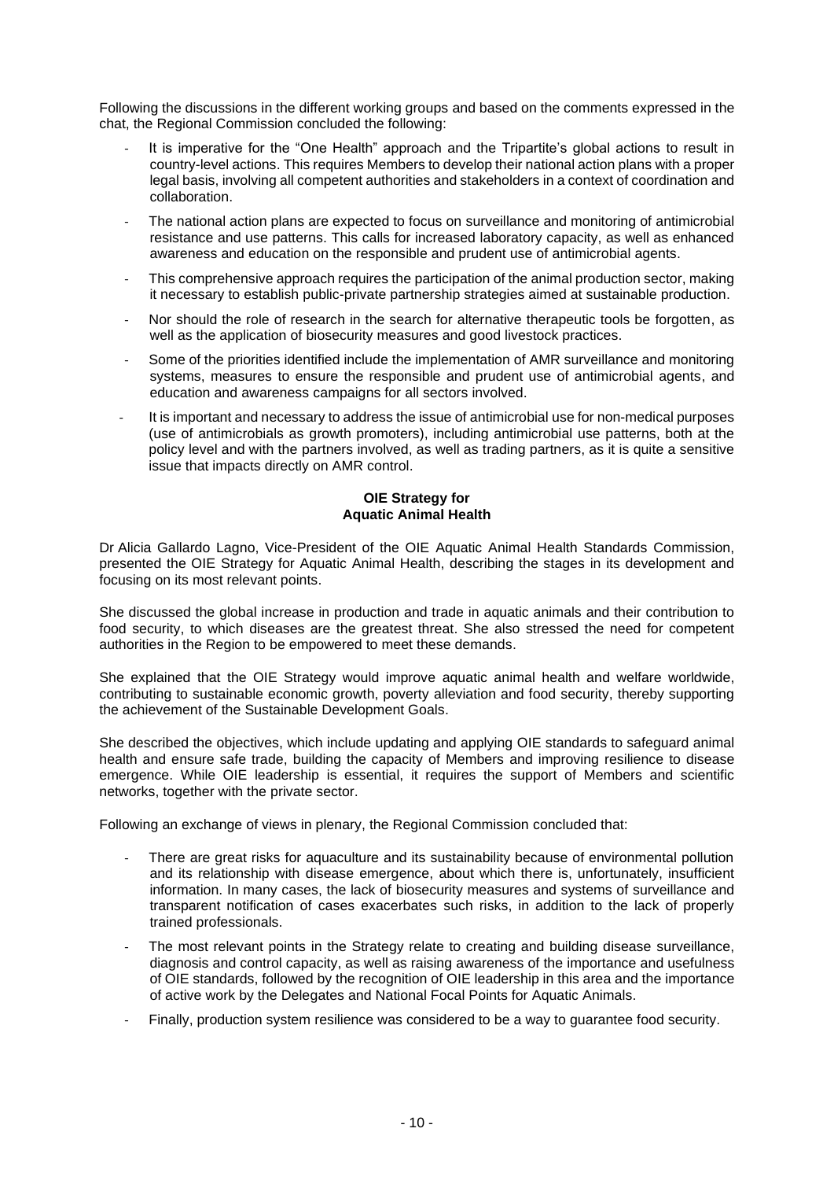Following the discussions in the different working groups and based on the comments expressed in the chat, the Regional Commission concluded the following:

- It is imperative for the "One Health" approach and the Tripartite's global actions to result in country-level actions. This requires Members to develop their national action plans with a proper legal basis, involving all competent authorities and stakeholders in a context of coordination and collaboration.
- The national action plans are expected to focus on surveillance and monitoring of antimicrobial resistance and use patterns. This calls for increased laboratory capacity, as well as enhanced awareness and education on the responsible and prudent use of antimicrobial agents.
- This comprehensive approach requires the participation of the animal production sector, making it necessary to establish public-private partnership strategies aimed at sustainable production.
- Nor should the role of research in the search for alternative therapeutic tools be forgotten, as well as the application of biosecurity measures and good livestock practices.
- Some of the priorities identified include the implementation of AMR surveillance and monitoring systems, measures to ensure the responsible and prudent use of antimicrobial agents, and education and awareness campaigns for all sectors involved.
- It is important and necessary to address the issue of antimicrobial use for non-medical purposes (use of antimicrobials as growth promoters), including antimicrobial use patterns, both at the policy level and with the partners involved, as well as trading partners, as it is quite a sensitive issue that impacts directly on AMR control.

**OIE Strategy for**
**Aquatic Animal Health**

Dr Alicia Gallardo Lagno, Vice-President of the OIE Aquatic Animal Health Standards Commission, presented the OIE Strategy for Aquatic Animal Health, describing the stages in its development and focusing on its most relevant points.

She discussed the global increase in production and trade in aquatic animals and their contribution to food security, to which diseases are the greatest threat. She also stressed the need for competent authorities in the Region to be empowered to meet these demands.

She explained that the OIE Strategy would improve aquatic animal health and welfare worldwide, contributing to sustainable economic growth, poverty alleviation and food security, thereby supporting the achievement of the Sustainable Development Goals.

She described the objectives, which include updating and applying OIE standards to safeguard animal health and ensure safe trade, building the capacity of Members and improving resilience to disease emergence. While OIE leadership is essential, it requires the support of Members and scientific networks, together with the private sector.

Following an exchange of views in plenary, the Regional Commission concluded that:

- There are great risks for aquaculture and its sustainability because of environmental pollution and its relationship with disease emergence, about which there is, unfortunately, insufficient information. In many cases, the lack of biosecurity measures and systems of surveillance and transparent notification of cases exacerbates such risks, in addition to the lack of properly trained professionals.
- The most relevant points in the Strategy relate to creating and building disease surveillance, diagnosis and control capacity, as well as raising awareness of the importance and usefulness of OIE standards, followed by the recognition of OIE leadership in this area and the importance of active work by the Delegates and National Focal Points for Aquatic Animals.
- Finally, production system resilience was considered to be a way to guarantee food security.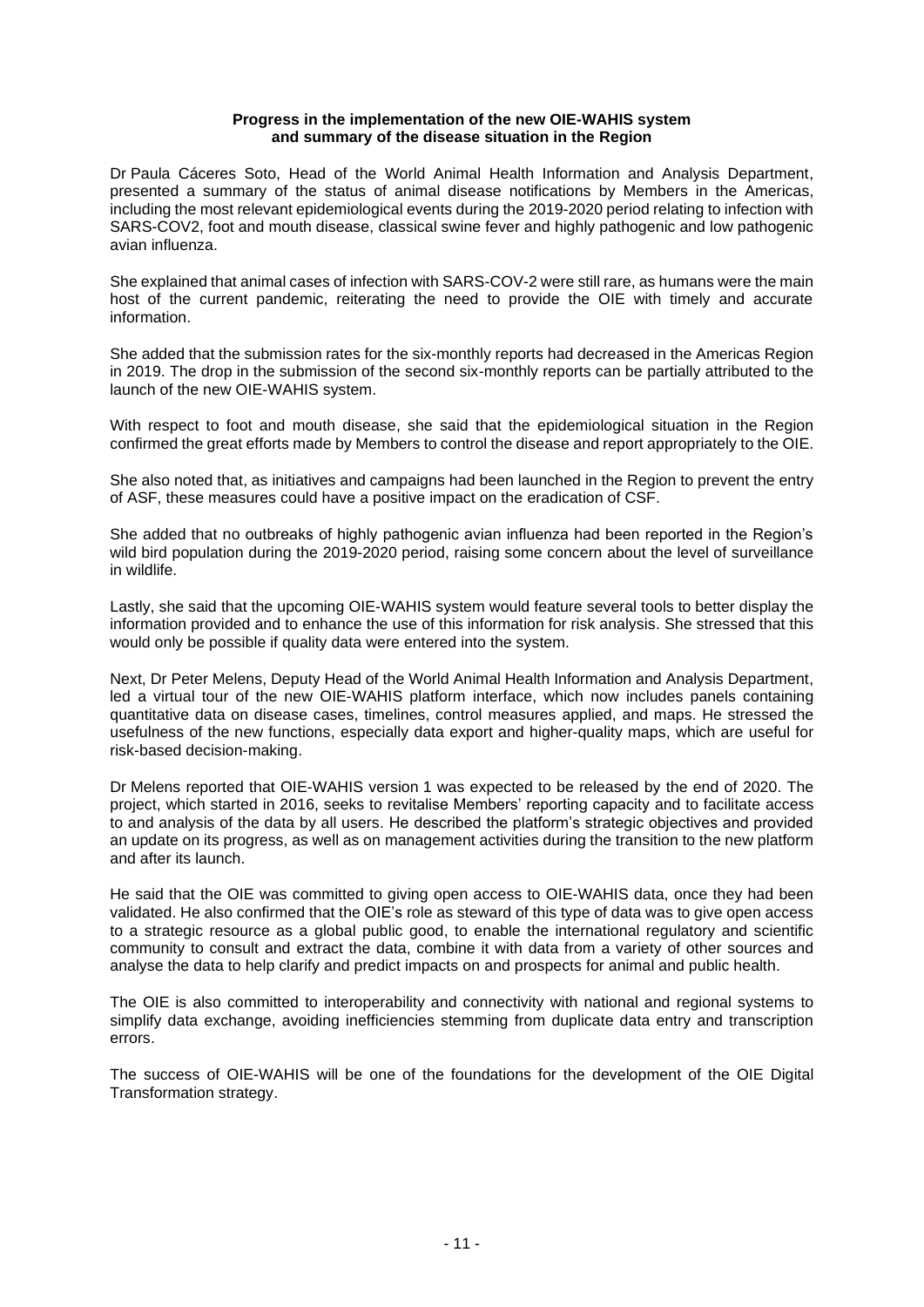**Progress in the implementation of the new OIE-WAHIS system and summary of the disease situation in the Region**

Dr Paula Cáceres Soto, Head of the World Animal Health Information and Analysis Department, presented a summary of the status of animal disease notifications by Members in the Americas, including the most relevant epidemiological events during the 2019-2020 period relating to infection with SARS-COV2, foot and mouth disease, classical swine fever and highly pathogenic and low pathogenic avian influenza.

She explained that animal cases of infection with SARS-COV-2 were still rare, as humans were the main host of the current pandemic, reiterating the need to provide the OIE with timely and accurate information.

She added that the submission rates for the six-monthly reports had decreased in the Americas Region in 2019. The drop in the submission of the second six-monthly reports can be partially attributed to the launch of the new OIE-WAHIS system.

With respect to foot and mouth disease, she said that the epidemiological situation in the Region confirmed the great efforts made by Members to control the disease and report appropriately to the OIE.

She also noted that, as initiatives and campaigns had been launched in the Region to prevent the entry of ASF, these measures could have a positive impact on the eradication of CSF.

She added that no outbreaks of highly pathogenic avian influenza had been reported in the Region's wild bird population during the 2019-2020 period, raising some concern about the level of surveillance in wildlife.

Lastly, she said that the upcoming OIE-WAHIS system would feature several tools to better display the information provided and to enhance the use of this information for risk analysis. She stressed that this would only be possible if quality data were entered into the system.

Next, Dr Peter Melens, Deputy Head of the World Animal Health Information and Analysis Department, led a virtual tour of the new OIE-WAHIS platform interface, which now includes panels containing quantitative data on disease cases, timelines, control measures applied, and maps. He stressed the usefulness of the new functions, especially data export and higher-quality maps, which are useful for risk-based decision-making.

Dr Melens reported that OIE-WAHIS version 1 was expected to be released by the end of 2020. The project, which started in 2016, seeks to revitalise Members' reporting capacity and to facilitate access to and analysis of the data by all users. He described the platform's strategic objectives and provided an update on its progress, as well as on management activities during the transition to the new platform and after its launch.

He said that the OIE was committed to giving open access to OIE-WAHIS data, once they had been validated. He also confirmed that the OIE's role as steward of this type of data was to give open access to a strategic resource as a global public good, to enable the international regulatory and scientific community to consult and extract the data, combine it with data from a variety of other sources and analyse the data to help clarify and predict impacts on and prospects for animal and public health.

The OIE is also committed to interoperability and connectivity with national and regional systems to simplify data exchange, avoiding inefficiencies stemming from duplicate data entry and transcription errors.

The success of OIE-WAHIS will be one of the foundations for the development of the OIE Digital Transformation strategy.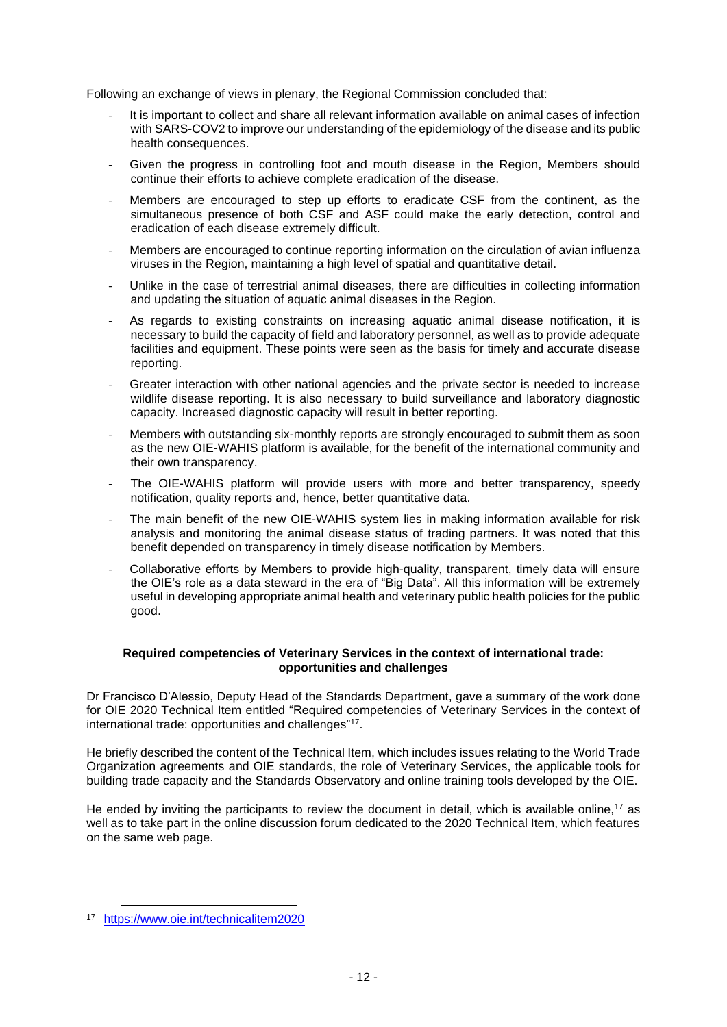Following an exchange of views in plenary, the Regional Commission concluded that:

- It is important to collect and share all relevant information available on animal cases of infection with SARS-COV2 to improve our understanding of the epidemiology of the disease and its public health consequences.
- Given the progress in controlling foot and mouth disease in the Region, Members should continue their efforts to achieve complete eradication of the disease.
- Members are encouraged to step up efforts to eradicate CSF from the continent, as the simultaneous presence of both CSF and ASF could make the early detection, control and eradication of each disease extremely difficult.
- Members are encouraged to continue reporting information on the circulation of avian influenza viruses in the Region, maintaining a high level of spatial and quantitative detail.
- Unlike in the case of terrestrial animal diseases, there are difficulties in collecting information and updating the situation of aquatic animal diseases in the Region.
- As regards to existing constraints on increasing aquatic animal disease notification, it is necessary to build the capacity of field and laboratory personnel, as well as to provide adequate facilities and equipment. These points were seen as the basis for timely and accurate disease reporting.
- Greater interaction with other national agencies and the private sector is needed to increase wildlife disease reporting. It is also necessary to build surveillance and laboratory diagnostic capacity. Increased diagnostic capacity will result in better reporting.
- Members with outstanding six-monthly reports are strongly encouraged to submit them as soon as the new OIE-WAHIS platform is available, for the benefit of the international community and their own transparency.
- The OIE-WAHIS platform will provide users with more and better transparency, speedy notification, quality reports and, hence, better quantitative data.
- The main benefit of the new OIE-WAHIS system lies in making information available for risk analysis and monitoring the animal disease status of trading partners. It was noted that this benefit depended on transparency in timely disease notification by Members.
- Collaborative efforts by Members to provide high-quality, transparent, timely data will ensure the OIE's role as a data steward in the era of "Big Data". All this information will be extremely useful in developing appropriate animal health and veterinary public health policies for the public good.

**Required competencies of Veterinary Services in the context of international trade: opportunities and challenges**

Dr Francisco D'Alessio, Deputy Head of the Standards Department, gave a summary of the work done for OIE 2020 Technical Item entitled "Required competencies of Veterinary Services in the context of international trade: opportunities and challenges"[17].

He briefly described the content of the Technical Item, which includes issues relating to the World Trade Organization agreements and OIE standards, the role of Veterinary Services, the applicable tools for building trade capacity and the Standards Observatory and online training tools developed by the OIE.

He ended by inviting the participants to review the document in detail, which is available online,[17] as well as to take part in the online discussion forum dedicated to the 2020 Technical Item, which features on the same web page.

[17] https://www.oie.int/technicalitem2020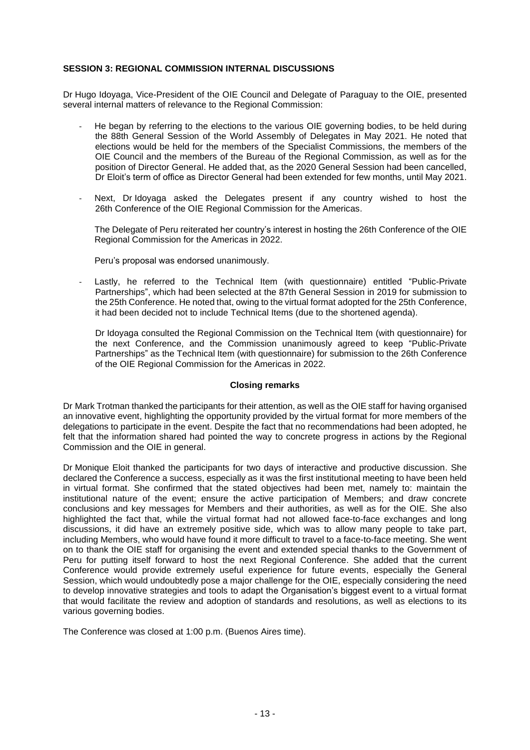## SESSION 3: REGIONAL COMMISSION INTERNAL DISCUSSIONS

Dr Hugo Idoyaga, Vice-President of the OIE Council and Delegate of Paraguay to the OIE, presented several internal matters of relevance to the Regional Commission:

- He began by referring to the elections to the various OIE governing bodies, to be held during the 88th General Session of the World Assembly of Delegates in May 2021. He noted that elections would be held for the members of the Specialist Commissions, the members of the OIE Council and the members of the Bureau of the Regional Commission, as well as for the position of Director General. He added that, as the 2020 General Session had been cancelled, Dr Eloit's term of office as Director General had been extended for few months, until May 2021.

- Next, Dr Idoyaga asked the Delegates present if any country wished to host the 26th Conference of the OIE Regional Commission for the Americas.

  The Delegate of Peru reiterated her country's interest in hosting the 26th Conference of the OIE Regional Commission for the Americas in 2022.

  Peru's proposal was endorsed unanimously.

- Lastly, he referred to the Technical Item (with questionnaire) entitled "Public-Private Partnerships", which had been selected at the 87th General Session in 2019 for submission to the 25th Conference. He noted that, owing to the virtual format adopted for the 25th Conference, it had been decided not to include Technical Items (due to the shortened agenda).

  Dr Idoyaga consulted the Regional Commission on the Technical Item (with questionnaire) for the next Conference, and the Commission unanimously agreed to keep "Public-Private Partnerships" as the Technical Item (with questionnaire) for submission to the 26th Conference of the OIE Regional Commission for the Americas in 2022.

### Closing remarks

Dr Mark Trotman thanked the participants for their attention, as well as the OIE staff for having organised an innovative event, highlighting the opportunity provided by the virtual format for more members of the delegations to participate in the event. Despite the fact that no recommendations had been adopted, he felt that the information shared had pointed the way to concrete progress in actions by the Regional Commission and the OIE in general.

Dr Monique Eloit thanked the participants for two days of interactive and productive discussion. She declared the Conference a success, especially as it was the first institutional meeting to have been held in virtual format. She confirmed that the stated objectives had been met, namely to: maintain the institutional nature of the event; ensure the active participation of Members; and draw concrete conclusions and key messages for Members and their authorities, as well as for the OIE. She also highlighted the fact that, while the virtual format had not allowed face-to-face exchanges and long discussions, it did have an extremely positive side, which was to allow many people to take part, including Members, who would have found it more difficult to travel to a face-to-face meeting. She went on to thank the OIE staff for organising the event and extended special thanks to the Government of Peru for putting itself forward to host the next Regional Conference. She added that the current Conference would provide extremely useful experience for future events, especially the General Session, which would undoubtedly pose a major challenge for the OIE, especially considering the need to develop innovative strategies and tools to adapt the Organisation's biggest event to a virtual format that would facilitate the review and adoption of standards and resolutions, as well as elections to its various governing bodies.

The Conference was closed at 1:00 p.m. (Buenos Aires time).